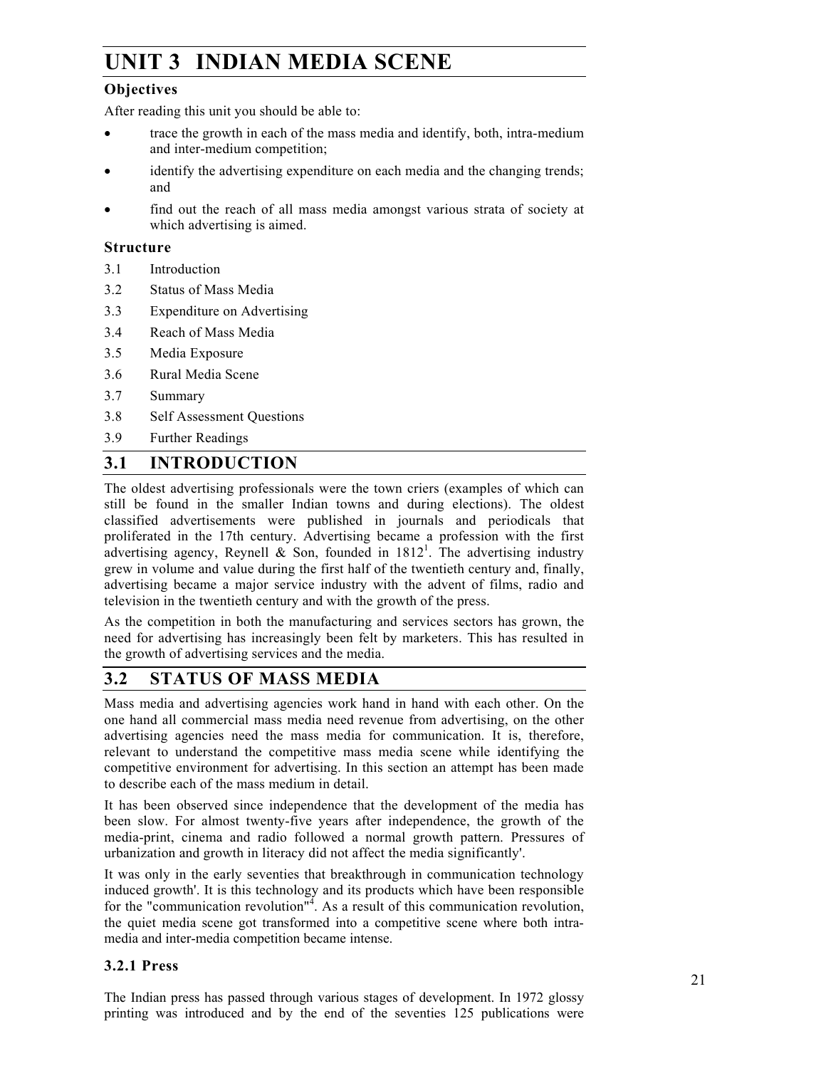# UNIT 3 INDIAN MEDIA SCENE

### Objectives

After reading this unit you should be able to:

- trace the growth in each of the mass media and identify, both, intra-medium and inter-medium competition;
- identify the advertising expenditure on each media and the changing trends; and
- find out the reach of all mass media amongst various strata of society at which advertising is aimed.

### Structure

3.1 Introduction

3.2 Status of Mass Media

3.3 Expenditure on Advertising

3.4 Reach of Mass Media

3.5 Media Exposure

3.6 Rural Media Scene

3.7 Summary

3.8 Self Assessment Questions

3.9 Further Readings

## 3.1 INTRODUCTION

The oldest advertising professionals were the town criers (examples of which can still be found in the smaller Indian towns and during elections). The oldest classified advertisements were published in journals and periodicals that proliferated in the 17th century. Advertising became a profession with the first advertising agency, Reynell & Son, founded in 1812[1]. The advertising industry grew in volume and value during the first half of the twentieth century and, finally, advertising became a major service industry with the advent of films, radio and television in the twentieth century and with the growth of the press.

As the competition in both the manufacturing and services sectors has grown, the need for advertising has increasingly been felt by marketers. This has resulted in the growth of advertising services and the media.

## 3.2 STATUS OF MASS MEDIA

Mass media and advertising agencies work hand in hand with each other. On the one hand all commercial mass media need revenue from advertising, on the other advertising agencies need the mass media for communication. It is, therefore, relevant to understand the competitive mass media scene while identifying the competitive environment for advertising. In this section an attempt has been made to describe each of the mass medium in detail.

It has been observed since independence that the development of the media has been slow. For almost twenty-five years after independence, the growth of the media-print, cinema and radio followed a normal growth pattern. Pressures of urbanization and growth in literacy did not affect the media significantly'.

It was only in the early seventies that breakthrough in communication technology induced growth'. It is this technology and its products which have been responsible for the "communication revolution"[4]. As a result of this communication revolution, the quiet media scene got transformed into a competitive scene where both intra-media and inter-media competition became intense.

### 3.2.1 Press

The Indian press has passed through various stages of development. In 1972 glossy printing was introduced and by the end of the seventies 125 publications were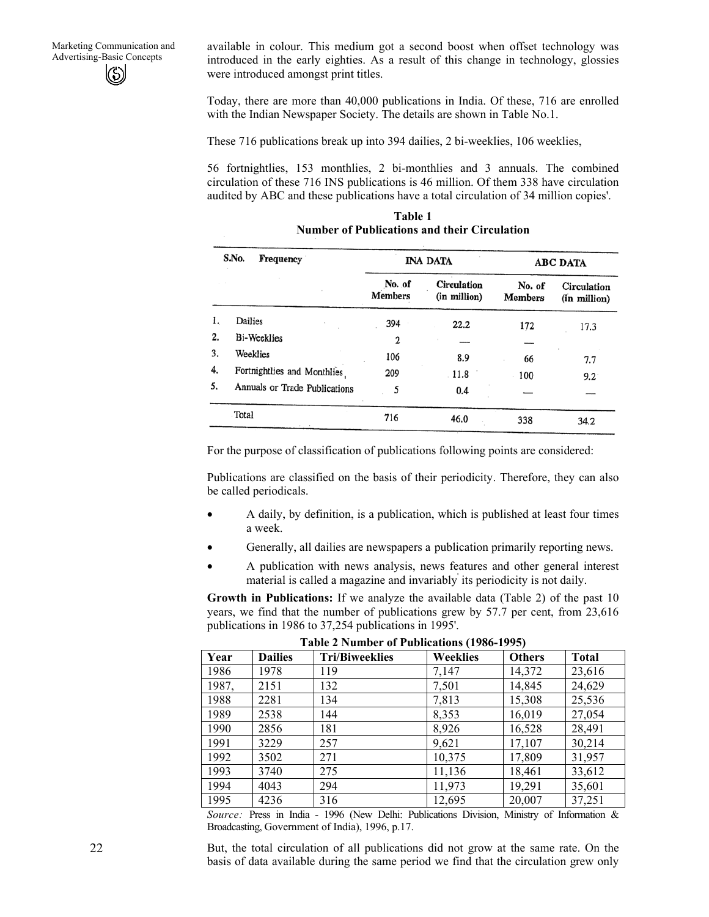available in colour. This medium got a second boost when offset technology was introduced in the early eighties. As a result of this change in technology, glossies were introduced amongst print titles.

Today, there are more than 40,000 publications in India. Of these, 716 are enrolled with the Indian Newspaper Society. The details are shown in Table No.1.

These 716 publications break up into 394 dailies, 2 bi-weeklies, 106 weeklies,

56 fortnightlies, 153 monthlies, 2 bi-monthlies and 3 annuals. The combined circulation of these 716 INS publications is 46 million. Of them 338 have circulation audited by ABC and these publications have a total circulation of 34 million copies'.

**Table 1**
**Number of Publications and their Circulation**

| S.No. | Frequency | INA DATA | | ABC DATA | |
|---|---|---|---|---|---|
| | | No. of Members | Circulation (in million) | No. of Members | Circulation (in million) |
| 1. | Dailies | 394 | 22.2 | 172 | 17.3 |
| 2. | Bi-Weeklies | 2 | — | — | |
| 3. | Weeklies | 106 | 8.9 | 66 | 7.7 |
| 4. | Fortnightlies and Monthlies | 209 | 11.8 | 100 | 9.2 |
| 5. | Annuals or Trade Publications | 5 | 0.4 | — | — |
| | Total | 716 | 46.0 | 338 | 34.2 |

For the purpose of classification of publications following points are considered:

Publications are classified on the basis of their periodicity. Therefore, they can also be called periodicals.

- A daily, by definition, is a publication, which is published at least four times a week.
- Generally, all dailies are newspapers a publication primarily reporting news.
- A publication with news analysis, news features and other general interest material is called a magazine and invariably its periodicity is not daily.

**Growth in Publications:** If we analyze the available data (Table 2) of the past 10 years, we find that the number of publications grew by 57.7 per cent, from 23,616 publications in 1986 to 37,254 publications in 1995'.

**Table 2 Number of Publications (1986-1995)**

| Year | Dailies | Tri/Biweeklies | Weeklies | Others | Total |
|---|---|---|---|---|---|
| 1986 | 1978 | 119 | 7,147 | 14,372 | 23,616 |
| 1987, | 2151 | 132 | 7,501 | 14,845 | 24,629 |
| 1988 | 2281 | 134 | 7,813 | 15,308 | 25,536 |
| 1989 | 2538 | 144 | 8,353 | 16,019 | 27,054 |
| 1990 | 2856 | 181 | 8,926 | 16,528 | 28,491 |
| 1991 | 3229 | 257 | 9,621 | 17,107 | 30,214 |
| 1992 | 3502 | 271 | 10,375 | 17,809 | 31,957 |
| 1993 | 3740 | 275 | 11,136 | 18,461 | 33,612 |
| 1994 | 4043 | 294 | 11,973 | 19,291 | 35,601 |
| 1995 | 4236 | 316 | 12,695 | 20,007 | 37,251 |

*Source:* Press in India - 1996 (New Delhi: Publications Division, Ministry of Information & Broadcasting, Government of India), 1996, p.17.

But, the total circulation of all publications did not grow at the same rate. On the basis of data available during the same period we find that the circulation grew only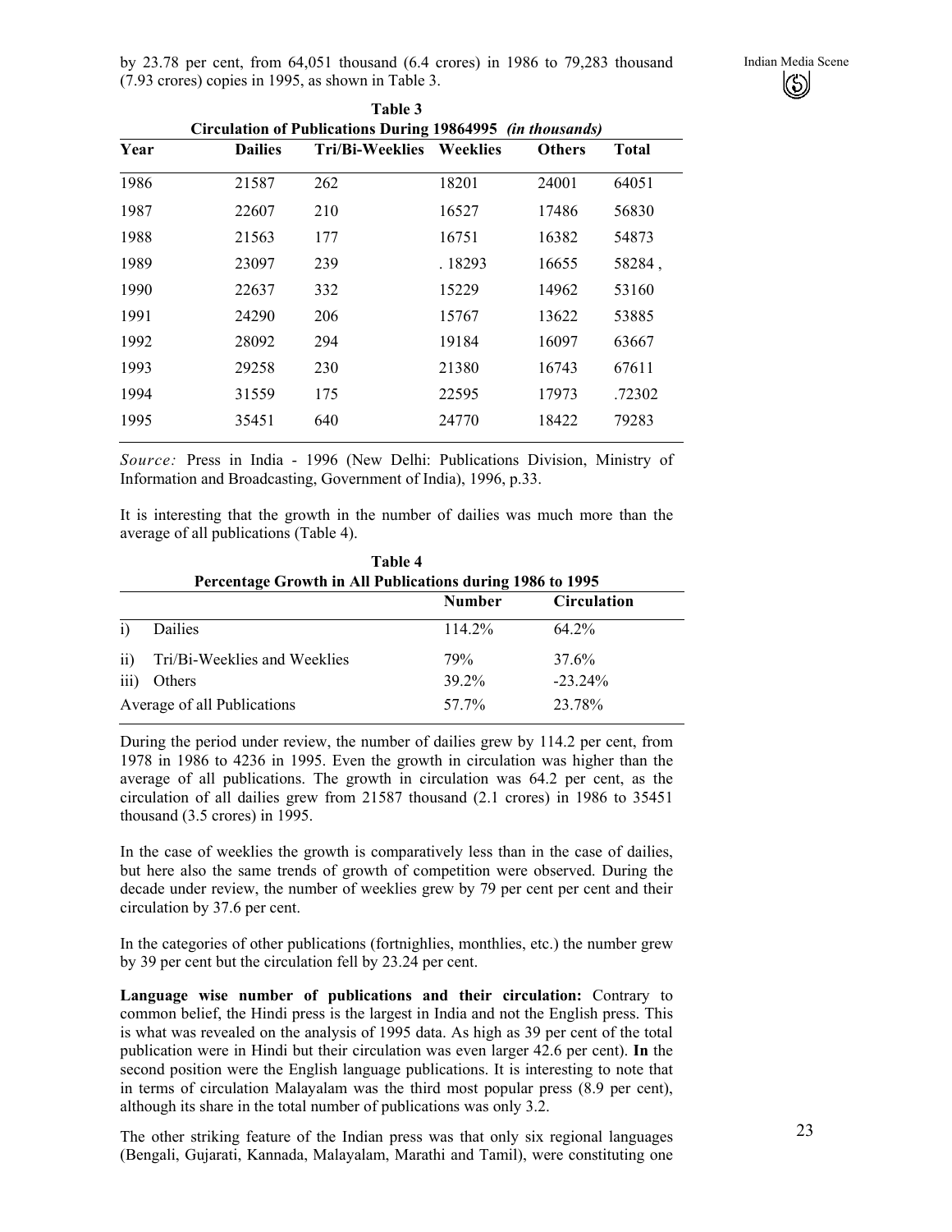by 23.78 per cent, from 64,051 thousand (6.4 crores) in 1986 to 79,283 thousand (7.93 crores) copies in 1995, as shown in Table 3.

**Table 3**
**Circulation of Publications During 19864995 *(in thousands)***

| Year | Dailies | Tri/Bi-Weeklies | Weeklies | Others | Total |
|---|---|---|---|---|---|
| 1986 | 21587 | 262 | 18201 | 24001 | 64051 |
| 1987 | 22607 | 210 | 16527 | 17486 | 56830 |
| 1988 | 21563 | 177 | 16751 | 16382 | 54873 |
| 1989 | 23097 | 239 | . 18293 | 16655 | 58284 , |
| 1990 | 22637 | 332 | 15229 | 14962 | 53160 |
| 1991 | 24290 | 206 | 15767 | 13622 | 53885 |
| 1992 | 28092 | 294 | 19184 | 16097 | 63667 |
| 1993 | 29258 | 230 | 21380 | 16743 | 67611 |
| 1994 | 31559 | 175 | 22595 | 17973 | .72302 |
| 1995 | 35451 | 640 | 24770 | 18422 | 79283 |

*Source:* Press in India - 1996 (New Delhi: Publications Division, Ministry of Information and Broadcasting, Government of India), 1996, p.33.

It is interesting that the growth in the number of dailies was much more than the average of all publications (Table 4).

**Table 4**
**Percentage Growth in All Publications during 1986 to 1995**

| | Number | Circulation |
|---|---|---|
| i) Dailies | 114.2% | 64.2% |
| ii) Tri/Bi-Weeklies and Weeklies | 79% | 37.6% |
| iii) Others | 39.2% | -23.24% |
| Average of all Publications | 57.7% | 23.78% |

During the period under review, the number of dailies grew by 114.2 per cent, from 1978 in 1986 to 4236 in 1995. Even the growth in circulation was higher than the average of all publications. The growth in circulation was 64.2 per cent, as the circulation of all dailies grew from 21587 thousand (2.1 crores) in 1986 to 35451 thousand (3.5 crores) in 1995.

In the case of weeklies the growth is comparatively less than in the case of dailies, but here also the same trends of growth of competition were observed. During the decade under review, the number of weeklies grew by 79 per cent per cent and their circulation by 37.6 per cent.

In the categories of other publications (fortnighlies, monthlies, etc.) the number grew by 39 per cent but the circulation fell by 23.24 per cent.

**Language wise number of publications and their circulation:** Contrary to common belief, the Hindi press is the largest in India and not the English press. This is what was revealed on the analysis of 1995 data. As high as 39 per cent of the total publication were in Hindi but their circulation was even larger 42.6 per cent). **In** the second position were the English language publications. It is interesting to note that in terms of circulation Malayalam was the third most popular press (8.9 per cent), although its share in the total number of publications was only 3.2.

The other striking feature of the Indian press was that only six regional languages (Bengali, Gujarati, Kannada, Malayalam, Marathi and Tamil), were constituting one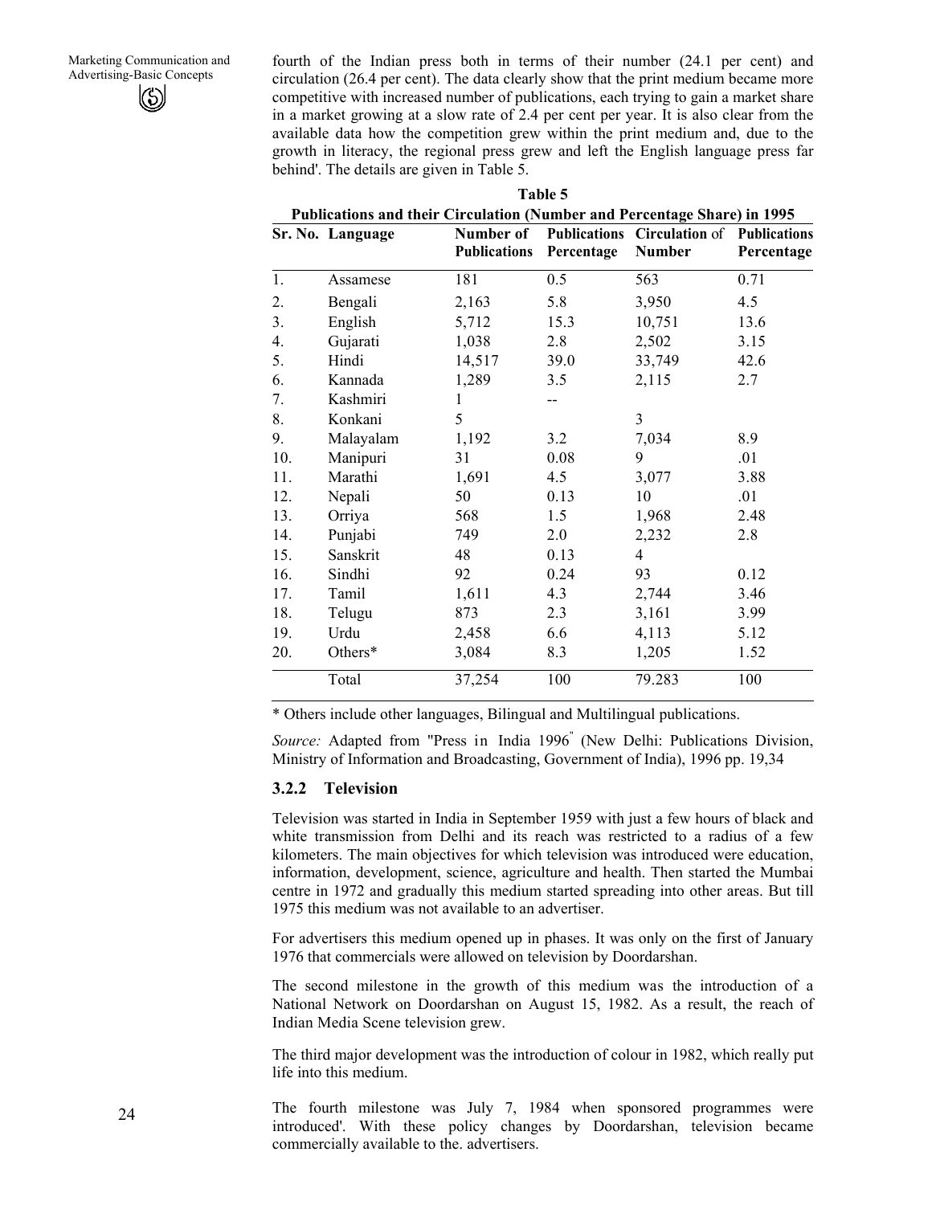fourth of the Indian press both in terms of their number (24.1 per cent) and circulation (26.4 per cent). The data clearly show that the print medium became more competitive with increased number of publications, each trying to gain a market share in a market growing at a slow rate of 2.4 per cent per year. It is also clear from the available data how the competition grew within the print medium and, due to the growth in literacy, the regional press grew and left the English language press far behind'. The details are given in Table 5.

**Table 5**

**Publications and their Circulation (Number and Percentage Share) in 1995**

| Sr. No. | Language | Number of Publications | Publications Percentage | Circulation of Number | Publications Percentage |
|---|---|---|---|---|---|
| 1. | Assamese | 181 | 0.5 | 563 | 0.71 |
| 2. | Bengali | 2,163 | 5.8 | 3,950 | 4.5 |
| 3. | English | 5,712 | 15.3 | 10,751 | 13.6 |
| 4. | Gujarati | 1,038 | 2.8 | 2,502 | 3.15 |
| 5. | Hindi | 14,517 | 39.0 | 33,749 | 42.6 |
| 6. | Kannada | 1,289 | 3.5 | 2,115 | 2.7 |
| 7. | Kashmiri | 1 | -- | | |
| 8. | Konkani | 5 | | 3 | |
| 9. | Malayalam | 1,192 | 3.2 | 7,034 | 8.9 |
| 10. | Manipuri | 31 | 0.08 | 9 | .01 |
| 11. | Marathi | 1,691 | 4.5 | 3,077 | 3.88 |
| 12. | Nepali | 50 | 0.13 | 10 | .01 |
| 13. | Orriya | 568 | 1.5 | 1,968 | 2.48 |
| 14. | Punjabi | 749 | 2.0 | 2,232 | 2.8 |
| 15. | Sanskrit | 48 | 0.13 | 4 | |
| 16. | Sindhi | 92 | 0.24 | 93 | 0.12 |
| 17. | Tamil | 1,611 | 4.3 | 2,744 | 3.46 |
| 18. | Telugu | 873 | 2.3 | 3,161 | 3.99 |
| 19. | Urdu | 2,458 | 6.6 | 4,113 | 5.12 |
| 20. | Others* | 3,084 | 8.3 | 1,205 | 1.52 |
| | Total | 37,254 | 100 | 79.283 | 100 |

\* Others include other languages, Bilingual and Multilingual publications.

*Source:* Adapted from "Press in India 1996" (New Delhi: Publications Division, Ministry of Information and Broadcasting, Government of India), 1996 pp. 19,34

### 3.2.2 Television

Television was started in India in September 1959 with just a few hours of black and white transmission from Delhi and its reach was restricted to a radius of a few kilometers. The main objectives for which television was introduced were education, information, development, science, agriculture and health. Then started the Mumbai centre in 1972 and gradually this medium started spreading into other areas. But till 1975 this medium was not available to an advertiser.

For advertisers this medium opened up in phases. It was only on the first of January 1976 that commercials were allowed on television by Doordarshan.

The second milestone in the growth of this medium was the introduction of a National Network on Doordarshan on August 15, 1982. As a result, the reach of Indian Media Scene television grew.

The third major development was the introduction of colour in 1982, which really put life into this medium.

The fourth milestone was July 7, 1984 when sponsored programmes were introduced'. With these policy changes by Doordarshan, television became commercially available to the. advertisers.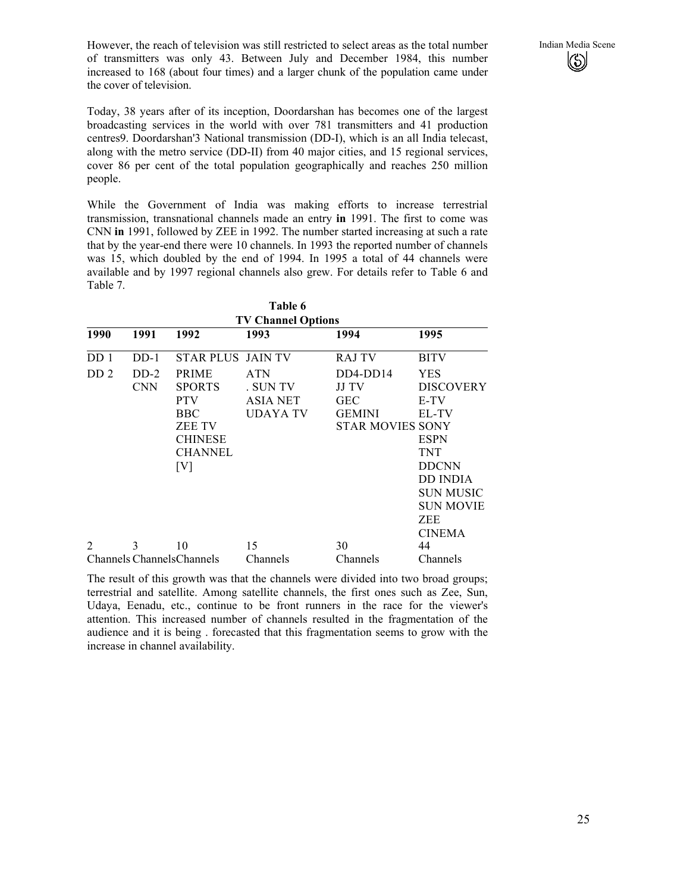However, the reach of television was still restricted to select areas as the total number of transmitters was only 43. Between July and December 1984, this number increased to 168 (about four times) and a larger chunk of the population came under the cover of television.

Today, 38 years after of its inception, Doordarshan has becomes one of the largest broadcasting services in the world with over 781 transmitters and 41 production centres9. Doordarshan'3 National transmission (DD-I), which is an all India telecast, along with the metro service (DD-II) from 40 major cities, and 15 regional services, cover 86 per cent of the total population geographically and reaches 250 million people.

While the Government of India was making efforts to increase terrestrial transmission, transnational channels made an entry **in** 1991. The first to come was CNN **in** 1991, followed by ZEE in 1992. The number started increasing at such a rate that by the year-end there were 10 channels. In 1993 the reported number of channels was 15, which doubled by the end of 1994. In 1995 a total of 44 channels were available and by 1997 regional channels also grew. For details refer to Table 6 and Table 7.

**Table 6**
**TV Channel Options**

| 1990 | 1991 | 1992 | 1993 | 1994 | 1995 |
|---|---|---|---|---|---|
| DD 1 | DD-1 | STAR PLUS | JAIN TV | RAJ TV | BITV |
| DD 2 | DD-2 | PRIME | ATN | DD4-DD14 | YES |
| | CNN | SPORTS | . SUN TV | JJ TV | DISCOVERY |
| | | PTV | ASIA NET | GEC | E-TV |
| | | BBC | UDAYA TV | GEMINI | EL-TV |
| | | ZEE TV | | STAR MOVIES | SONY |
| | | CHINESE | | | ESPN |
| | | CHANNEL | | | TNT |
| | | [V] | | | DDCNN |
| | | | | | DD INDIA |
| | | | | | SUN MUSIC |
| | | | | | SUN MOVIE |
| | | | | | ZEE CINEMA |
| 2 Channels | 3 Channels | 10 Channels | 15 Channels | 30 Channels | 44 Channels |

The result of this growth was that the channels were divided into two broad groups; terrestrial and satellite. Among satellite channels, the first ones such as Zee, Sun, Udaya, Eenadu, etc., continue to be front runners in the race for the viewer's attention. This increased number of channels resulted in the fragmentation of the audience and it is being . forecasted that this fragmentation seems to grow with the increase in channel availability.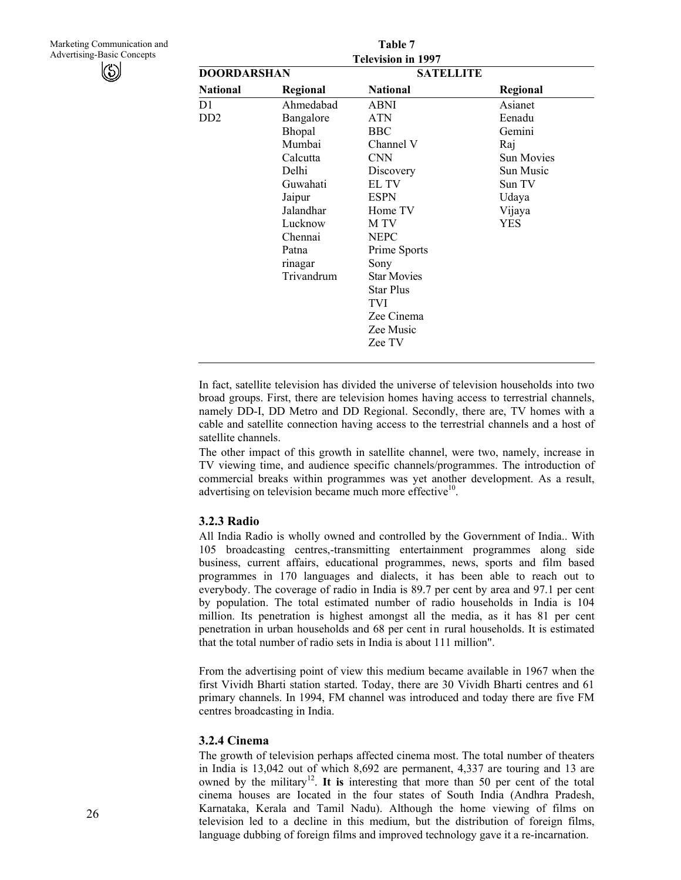**Table 7**
**Television in 1997**

| DOORDARSHAN | | SATELLITE | |
|---|---|---|---|
| **National** | **Regional** | **National** | **Regional** |
| D1 | Ahmedabad | ABNI | Asianet |
| DD2 | Bangalore | ATN | Eenadu |
| | Bhopal | BBC | Gemini |
| | Mumbai | Channel V | Raj |
| | Calcutta | CNN | Sun Movies |
| | Delhi | Discovery | Sun Music |
| | Guwahati | EL TV | Sun TV |
| | Jaipur | ESPN | Udaya |
| | Jalandhar | Home TV | Vijaya |
| | Lucknow | M TV | YES |
| | Chennai | NEPC | |
| | Patna | Prime Sports | |
| | rinagar | Sony | |
| | Trivandrum | Star Movies | |
| | | Star Plus | |
| | | TVI | |
| | | Zee Cinema | |
| | | Zee Music | |
| | | Zee TV | |

In fact, satellite television has divided the universe of television households into two broad groups. First, there are television homes having access to terrestrial channels, namely DD-I, DD Metro and DD Regional. Secondly, there are, TV homes with a cable and satellite connection having access to the terrestrial channels and a host of satellite channels.

The other impact of this growth in satellite channel, were two, namely, increase in TV viewing time, and audience specific channels/programmes. The introduction of commercial breaks within programmes was yet another development. As a result, advertising on television became much more effective[10].

### 3.2.3 Radio

All India Radio is wholly owned and controlled by the Government of India.. With 105 broadcasting centres,-transmitting entertainment programmes along side business, current affairs, educational programmes, news, sports and film based programmes in 170 languages and dialects, it has been able to reach out to everybody. The coverage of radio in India is 89.7 per cent by area and 97.1 per cent by population. The total estimated number of radio households in India is 104 million. Its penetration is highest amongst all the media, as it has 81 per cent penetration in urban households and 68 per cent in rural households. It is estimated that the total number of radio sets in India is about 111 million".

From the advertising point of view this medium became available in 1967 when the first Vividh Bharti station started. Today, there are 30 Vividh Bharti centres and 61 primary channels. In 1994, FM channel was introduced and today there are five FM centres broadcasting in India.

### 3.2.4 Cinema

The growth of television perhaps affected cinema most. The total number of theaters in India is 13,042 out of which 8,692 are permanent, 4,337 are touring and 13 are owned by the military[12]. **It is** interesting that more than 50 per cent of the total cinema houses are Iocated in the four states of South India (Andhra Pradesh, Karnataka, Kerala and Tamil Nadu). Although the home viewing of films on television led to a decline in this medium, but the distribution of foreign films, language dubbing of foreign films and improved technology gave it a re-incarnation.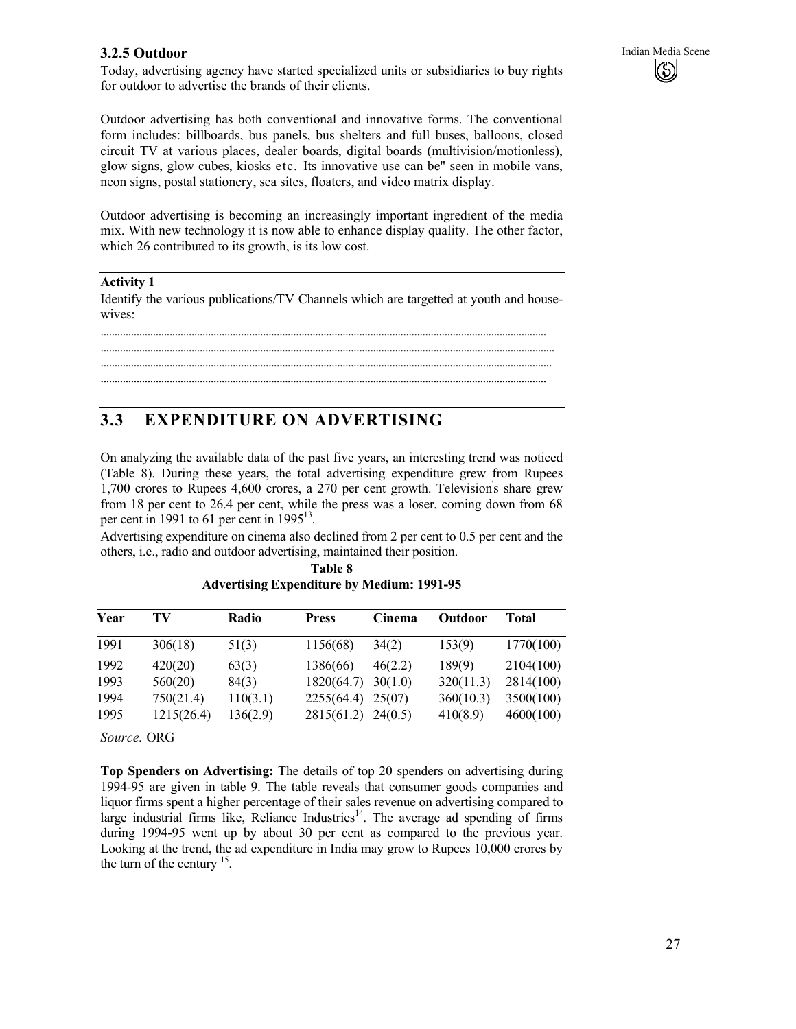### 3.2.5 Outdoor

Today, advertising agency have started specialized units or subsidiaries to buy rights for outdoor to advertise the brands of their clients.

Outdoor advertising has both conventional and innovative forms. The conventional form includes: billboards, bus panels, bus shelters and full buses, balloons, closed circuit TV at various places, dealer boards, digital boards (multivision/motionless), glow signs, glow cubes, kiosks etc. Its innovative use can be" seen in mobile vans, neon signs, postal stationery, sea sites, floaters, and video matrix display.

Outdoor advertising is becoming an increasingly important ingredient of the media mix. With new technology it is now able to enhance display quality. The other factor, which 26 contributed to its growth, is its low cost.

**Activity 1**

Identify the various publications/TV Channels which are targetted at youth and house-wives:

..................................................................................................................................................

..................................................................................................................................................

..................................................................................................................................................

..................................................................................................................................................

## 3.3 EXPENDITURE ON ADVERTISING

On analyzing the available data of the past five years, an interesting trend was noticed (Table 8). During these years, the total advertising expenditure grew from Rupees 1,700 crores to Rupees 4,600 crores, a 270 per cent growth. Television's share grew from 18 per cent to 26.4 per cent, while the press was a loser, coming down from 68 per cent in 1991 to 61 per cent in 1995[13].

Advertising expenditure on cinema also declined from 2 per cent to 0.5 per cent and the others, i.e., radio and outdoor advertising, maintained their position.

**Table 8**
**Advertising Expenditure by Medium: 1991-95**

| Year | TV | Radio | Press | Cinema | Outdoor | Total |
|---|---|---|---|---|---|---|
| 1991 | 306(18) | 51(3) | 1156(68) | 34(2) | 153(9) | 1770(100) |
| 1992 | 420(20) | 63(3) | 1386(66) | 46(2.2) | 189(9) | 2104(100) |
| 1993 | 560(20) | 84(3) | 1820(64.7) | 30(1.0) | 320(11.3) | 2814(100) |
| 1994 | 750(21.4) | 110(3.1) | 2255(64.4) | 25(07) | 360(10.3) | 3500(100) |
| 1995 | 1215(26.4) | 136(2.9) | 2815(61.2) | 24(0.5) | 410(8.9) | 4600(100) |

*Source.* ORG

**Top Spenders on Advertising:** The details of top 20 spenders on advertising during 1994-95 are given in table 9. The table reveals that consumer goods companies and liquor firms spent a higher percentage of their sales revenue on advertising compared to large industrial firms like, Reliance Industries[14]. The average ad spending of firms during 1994-95 went up by about 30 per cent as compared to the previous year. Looking at the trend, the ad expenditure in India may grow to Rupees 10,000 crores by the turn of the century [15].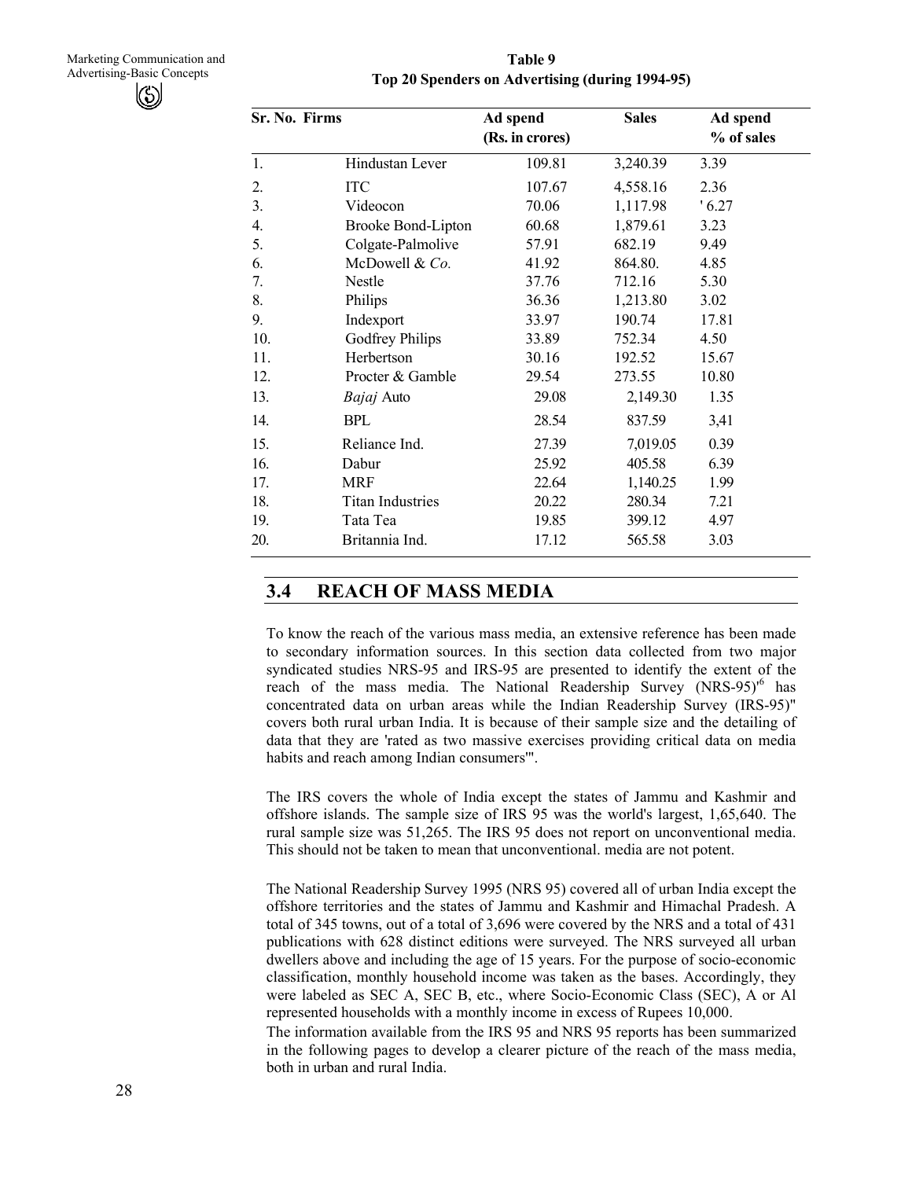**Table 9**
**Top 20 Spenders on Advertising (during 1994-95)**

| Sr. No. | Firms | Ad spend (Rs. in crores) | Sales | Ad spend % of sales |
|---|---|---|---|---|
| 1. | Hindustan Lever | 109.81 | 3,240.39 | 3.39 |
| 2. | ITC | 107.67 | 4,558.16 | 2.36 |
| 3. | Videocon | 70.06 | 1,117.98 | ' 6.27 |
| 4. | Brooke Bond-Lipton | 60.68 | 1,879.61 | 3.23 |
| 5. | Colgate-Palmolive | 57.91 | 682.19 | 9.49 |
| 6. | McDowell & *Co.* | 41.92 | 864.80. | 4.85 |
| 7. | Nestle | 37.76 | 712.16 | 5.30 |
| 8. | Philips | 36.36 | 1,213.80 | 3.02 |
| 9. | Indexport | 33.97 | 190.74 | 17.81 |
| 10. | Godfrey Philips | 33.89 | 752.34 | 4.50 |
| 11. | Herbertson | 30.16 | 192.52 | 15.67 |
| 12. | Procter & Gamble | 29.54 | 273.55 | 10.80 |
| 13. | *Bajaj* Auto | 29.08 | 2,149.30 | 1.35 |
| 14. | BPL | 28.54 | 837.59 | 3,41 |
| 15. | Reliance Ind. | 27.39 | 7,019.05 | 0.39 |
| 16. | Dabur | 25.92 | 405.58 | 6.39 |
| 17. | MRF | 22.64 | 1,140.25 | 1.99 |
| 18. | Titan Industries | 20.22 | 280.34 | 7.21 |
| 19. | Tata Tea | 19.85 | 399.12 | 4.97 |
| 20. | Britannia Ind. | 17.12 | 565.58 | 3.03 |

## 3.4 REACH OF MASS MEDIA

To know the reach of the various mass media, an extensive reference has been made to secondary information sources. In this section data collected from two major syndicated studies NRS-95 and IRS-95 are presented to identify the extent of the reach of the mass media. The National Readership Survey (NRS-95)'[6] has concentrated data on urban areas while the Indian Readership Survey (IRS-95)" covers both rural urban India. It is because of their sample size and the detailing of data that they are 'rated as two massive exercises providing critical data on media habits and reach among Indian consumers'".

The IRS covers the whole of India except the states of Jammu and Kashmir and offshore islands. The sample size of IRS 95 was the world's largest, 1,65,640. The rural sample size was 51,265. The IRS 95 does not report on unconventional media. This should not be taken to mean that unconventional. media are not potent.

The National Readership Survey 1995 (NRS 95) covered all of urban India except the offshore territories and the states of Jammu and Kashmir and Himachal Pradesh. A total of 345 towns, out of a total of 3,696 were covered by the NRS and a total of 431 publications with 628 distinct editions were surveyed. The NRS surveyed all urban dwellers above and including the age of 15 years. For the purpose of socio-economic classification, monthly household income was taken as the bases. Accordingly, they were labeled as SEC A, SEC B, etc., where Socio-Economic Class (SEC), A or Al represented households with a monthly income in excess of Rupees 10,000.

The information available from the IRS 95 and NRS 95 reports has been summarized in the following pages to develop a clearer picture of the reach of the mass media, both in urban and rural India.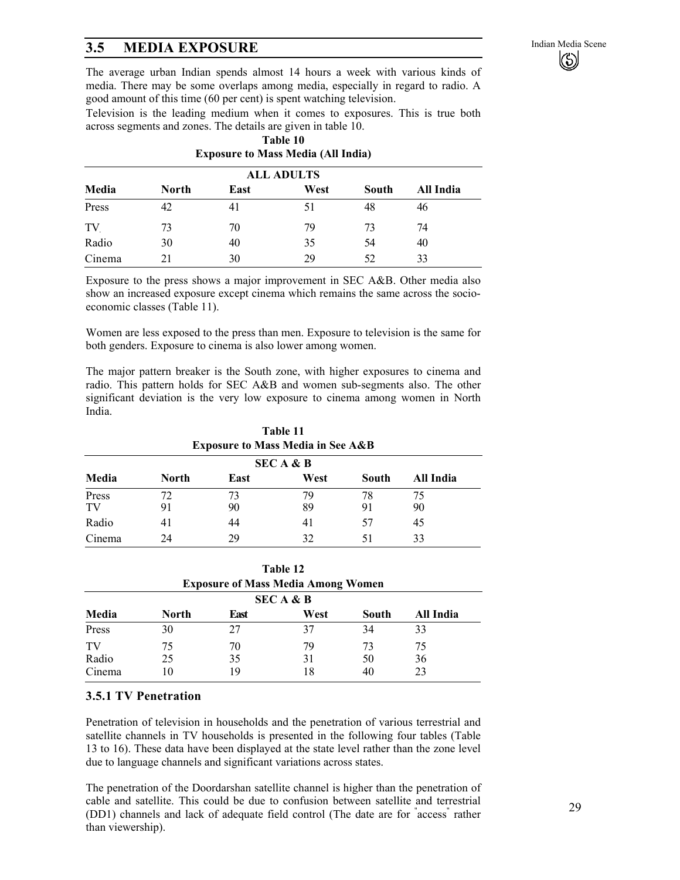## 3.5 MEDIA EXPOSURE

The average urban Indian spends almost 14 hours a week with various kinds of media. There may be some overlaps among media, especially in regard to radio. A good amount of this time (60 per cent) is spent watching television.

Television is the leading medium when it comes to exposures. This is true both across segments and zones. The details are given in table 10.

**Table 10**
**Exposure to Mass Media (All India)**

| | | ALL ADULTS | | | |
|---|---|---|---|---|---|
| **Media** | **North** | **East** | **West** | **South** | **All India** |
| Press | 42 | 41 | 51 | 48 | 46 |
| TV | 73 | 70 | 79 | 73 | 74 |
| Radio | 30 | 40 | 35 | 54 | 40 |
| Cinema | 21 | 30 | 29 | 52 | 33 |

Exposure to the press shows a major improvement in SEC A&B. Other media also show an increased exposure except cinema which remains the same across the socio-economic classes (Table 11).

Women are less exposed to the press than men. Exposure to television is the same for both genders. Exposure to cinema is also lower among women.

The major pattern breaker is the South zone, with higher exposures to cinema and radio. This pattern holds for SEC A&B and women sub-segments also. The other significant deviation is the very low exposure to cinema among women in North India.

**Table 11**
**Exposure to Mass Media in See A&B**

| | | SEC A & B | | | |
|---|---|---|---|---|---|
| **Media** | **North** | **East** | **West** | **South** | **All India** |
| Press | 72 | 73 | 79 | 78 | 75 |
| TV | 91 | 90 | 89 | 91 | 90 |
| Radio | 41 | 44 | 41 | 57 | 45 |
| Cinema | 24 | 29 | 32 | 51 | 33 |

**Table 12**
**Exposure of Mass Media Among Women**

| | | SEC A & B | | | |
|---|---|---|---|---|---|
| **Media** | **North** | **East** | **West** | **South** | **All India** |
| Press | 30 | 27 | 37 | 34 | 33 |
| TV | 75 | 70 | 79 | 73 | 75 |
| Radio | 25 | 35 | 31 | 50 | 36 |
| Cinema | 10 | 19 | 18 | 40 | 23 |

### 3.5.1 TV Penetration

Penetration of television in households and the penetration of various terrestrial and satellite channels in TV households is presented in the following four tables (Table 13 to 16). These data have been displayed at the state level rather than the zone level due to language channels and significant variations across states.

The penetration of the Doordarshan satellite channel is higher than the penetration of cable and satellite. This could be due to confusion between satellite and terrestrial (DD1) channels and lack of adequate field control (The date are for "access" rather than viewership).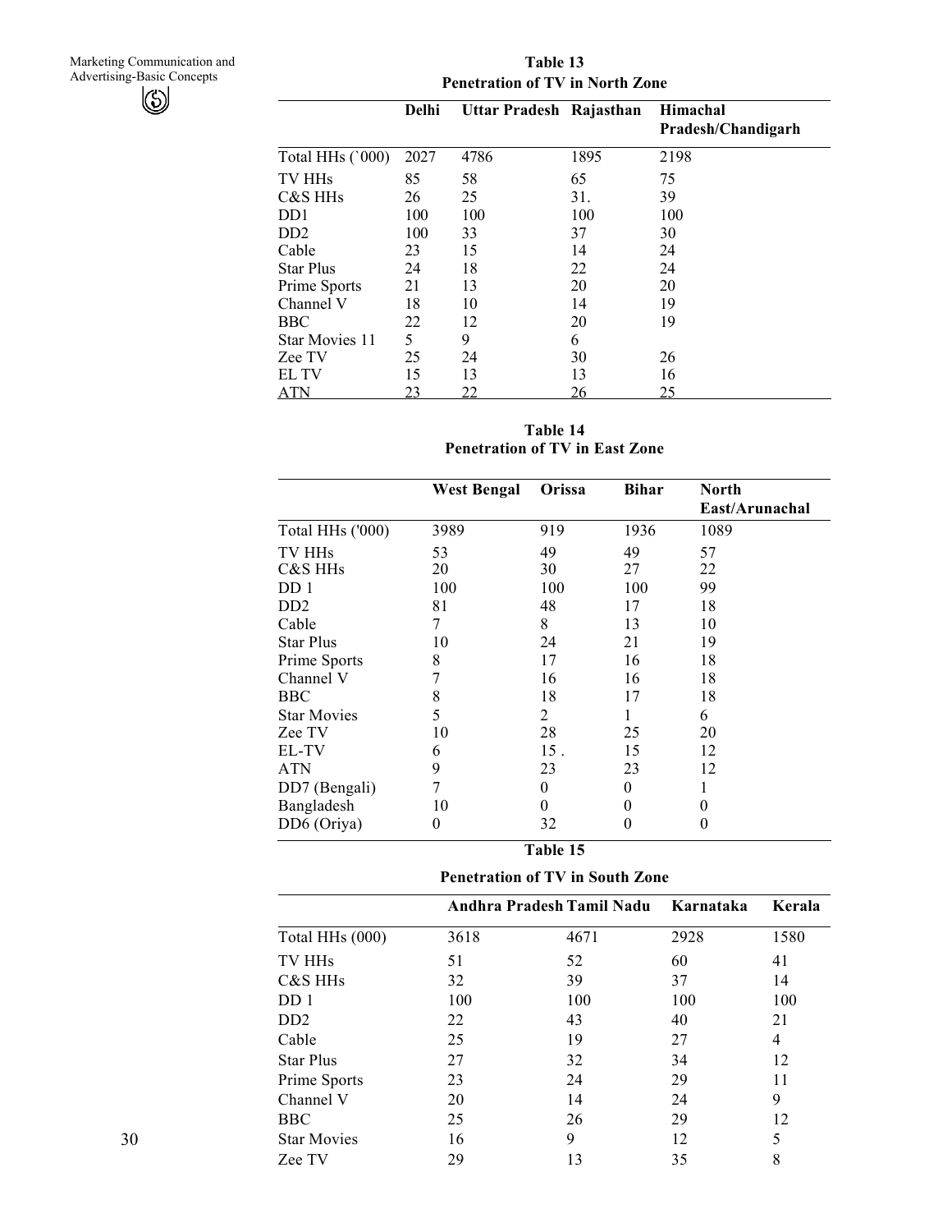**Table 13**
**Penetration of TV in North Zone**

| | Delhi | Uttar Pradesh | Rajasthan | Himachal Pradesh/Chandigarh |
|---|---|---|---|---|
| Total HHs (`000) | 2027 | 4786 | 1895 | 2198 |
| TV HHs | 85 | 58 | 65 | 75 |
| C&S HHs | 26 | 25 | 31. | 39 |
| DD1 | 100 | 100 | 100 | 100 |
| DD2 | 100 | 33 | 37 | 30 |
| Cable | 23 | 15 | 14 | 24 |
| Star Plus | 24 | 18 | 22 | 24 |
| Prime Sports | 21 | 13 | 20 | 20 |
| Channel V | 18 | 10 | 14 | 19 |
| BBC | 22 | 12 | 20 | 19 |
| Star Movies 11 | 5 | 9 | 6 | |
| Zee TV | 25 | 24 | 30 | 26 |
| EL TV | 15 | 13 | 13 | 16 |
| ATN | 23 | 22 | 26 | 25 |

**Table 14**
**Penetration of TV in East Zone**

| | West Bengal | Orissa | Bihar | North East/Arunachal |
|---|---|---|---|---|
| Total HHs ('000) | 3989 | 919 | 1936 | 1089 |
| TV HHs | 53 | 49 | 49 | 57 |
| C&S HHs | 20 | 30 | 27 | 22 |
| DD 1 | 100 | 100 | 100 | 99 |
| DD2 | 81 | 48 | 17 | 18 |
| Cable | 7 | 8 | 13 | 10 |
| Star Plus | 10 | 24 | 21 | 19 |
| Prime Sports | 8 | 17 | 16 | 18 |
| Channel V | 7 | 16 | 16 | 18 |
| BBC | 8 | 18 | 17 | 18 |
| Star Movies | 5 | 2 | 1 | 6 |
| Zee TV | 10 | 28 | 25 | 20 |
| EL-TV | 6 | 15 . | 15 | 12 |
| ATN | 9 | 23 | 23 | 12 |
| DD7 (Bengali) | 7 | 0 | 0 | 1 |
| Bangladesh | 10 | 0 | 0 | 0 |
| DD6 (Oriya) | 0 | 32 | 0 | 0 |

**Table 15**
**Penetration of TV in South Zone**

| | Andhra Pradesh | Tamil Nadu | Karnataka | Kerala |
|---|---|---|---|---|
| Total HHs (000) | 3618 | 4671 | 2928 | 1580 |
| TV HHs | 51 | 52 | 60 | 41 |
| C&S HHs | 32 | 39 | 37 | 14 |
| DD 1 | 100 | 100 | 100 | 100 |
| DD2 | 22 | 43 | 40 | 21 |
| Cable | 25 | 19 | 27 | 4 |
| Star Plus | 27 | 32 | 34 | 12 |
| Prime Sports | 23 | 24 | 29 | 11 |
| Channel V | 20 | 14 | 24 | 9 |
| BBC | 25 | 26 | 29 | 12 |
| Star Movies | 16 | 9 | 12 | 5 |
| Zee TV | 29 | 13 | 35 | 8 |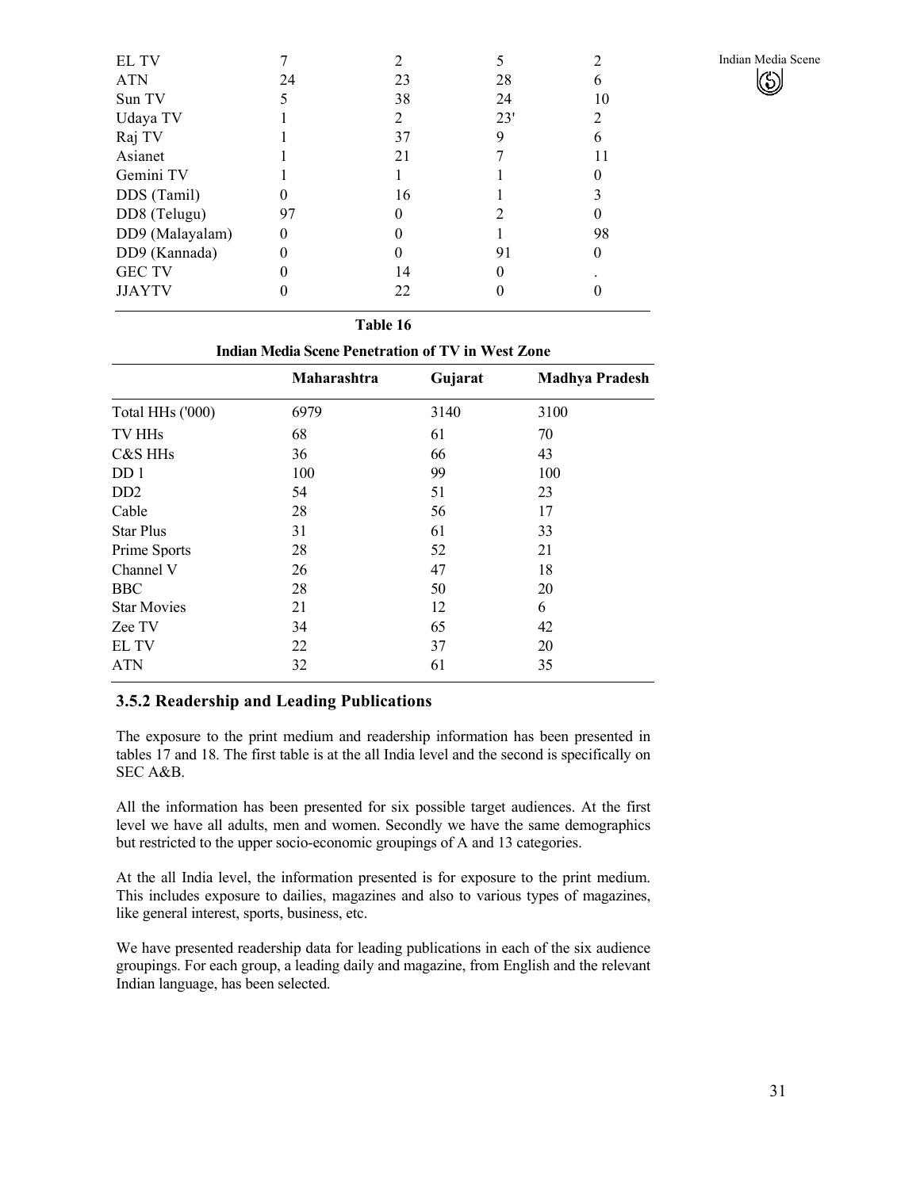| | | | | |
|---|---|---|---|---|
| EL TV | 7 | 2 | 5 | 2 |
| ATN | 24 | 23 | 28 | 6 |
| Sun TV | 5 | 38 | 24 | 10 |
| Udaya TV | 1 | 2 | 23' | 2 |
| Raj TV | 1 | 37 | 9 | 6 |
| Asianet | 1 | 21 | 7 | 11 |
| Gemini TV | 1 | 1 | 1 | 0 |
| DDS (Tamil) | 0 | 16 | 1 | 3 |
| DD8 (Telugu) | 97 | 0 | 2 | 0 |
| DD9 (Malayalam) | 0 | 0 | 1 | 98 |
| DD9 (Kannada) | 0 | 0 | 91 | 0 |
| GEC TV | 0 | 14 | 0 | . |
| JJAYTV | 0 | 22 | 0 | 0 |

**Table 16**

**Indian Media Scene Penetration of TV in West Zone**

| | Maharashtra | Gujarat | Madhya Pradesh |
|---|---|---|---|
| Total HHs ('000) | 6979 | 3140 | 3100 |
| TV HHs | 68 | 61 | 70 |
| C&S HHs | 36 | 66 | 43 |
| DD 1 | 100 | 99 | 100 |
| DD2 | 54 | 51 | 23 |
| Cable | 28 | 56 | 17 |
| Star Plus | 31 | 61 | 33 |
| Prime Sports | 28 | 52 | 21 |
| Channel V | 26 | 47 | 18 |
| BBC | 28 | 50 | 20 |
| Star Movies | 21 | 12 | 6 |
| Zee TV | 34 | 65 | 42 |
| EL TV | 22 | 37 | 20 |
| ATN | 32 | 61 | 35 |

### 3.5.2 Readership and Leading Publications

The exposure to the print medium and readership information has been presented in tables 17 and 18. The first table is at the all India level and the second is specifically on SEC A&B.

All the information has been presented for six possible target audiences. At the first level we have all adults, men and women. Secondly we have the same demographics but restricted to the upper socio-economic groupings of A and 13 categories.

At the all India level, the information presented is for exposure to the print medium. This includes exposure to dailies, magazines and also to various types of magazines, like general interest, sports, business, etc.

We have presented readership data for leading publications in each of the six audience groupings. For each group, a leading daily and magazine, from English and the relevant Indian language, has been selected.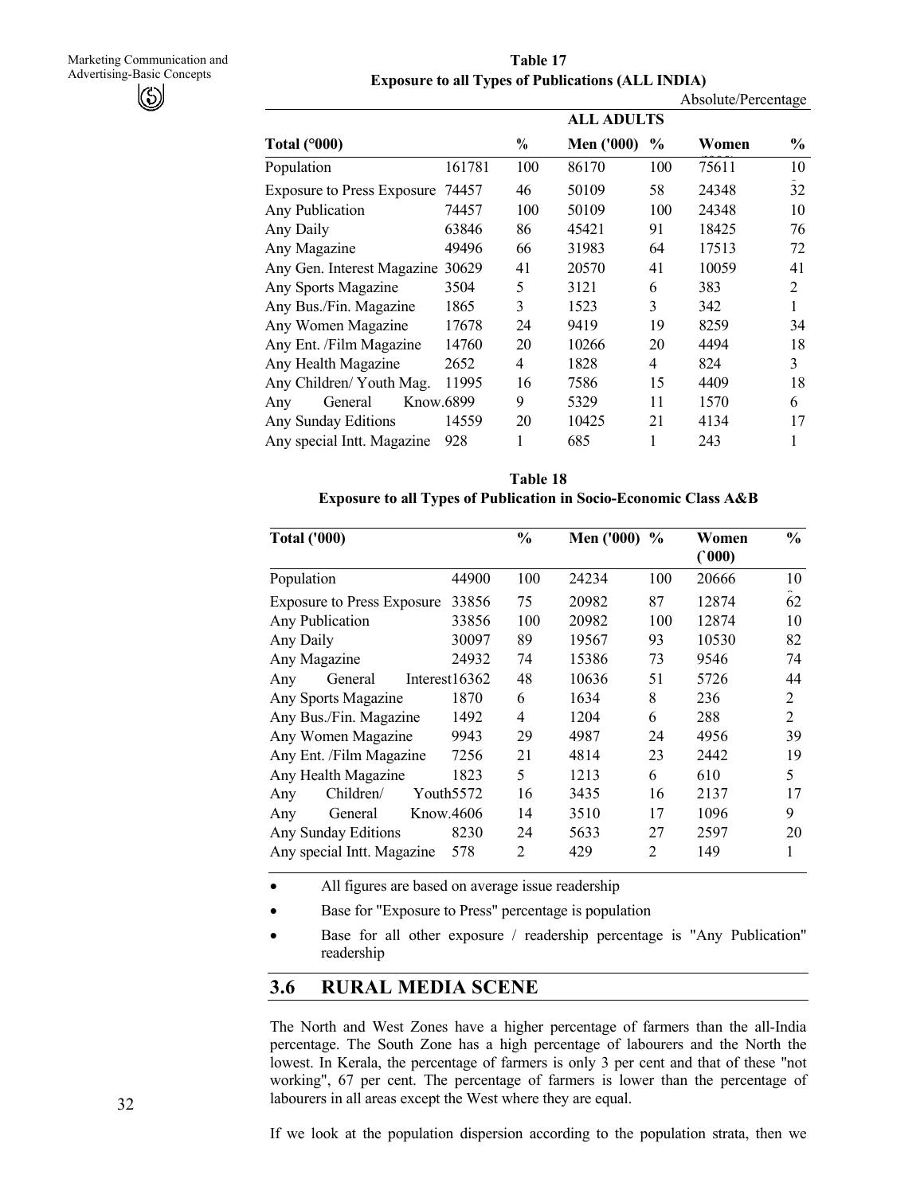**Table 17**

**Exposure to all Types of Publications (ALL INDIA)**

Absolute/Percentage

| Total ('000) | | % | ALL ADULTS Men ('000) | % | Women | % |
|---|---|---|---|---|---|---|
| Population | 161781 | 100 | 86170 | 100 | 75611 | 10 |
| Exposure to Press Exposure | 74457 | 46 | 50109 | 58 | 24348 | 32 |
| Any Publication | 74457 | 100 | 50109 | 100 | 24348 | 10 |
| Any Daily | 63846 | 86 | 45421 | 91 | 18425 | 76 |
| Any Magazine | 49496 | 66 | 31983 | 64 | 17513 | 72 |
| Any Gen. Interest Magazine | 30629 | 41 | 20570 | 41 | 10059 | 41 |
| Any Sports Magazine | 3504 | 5 | 3121 | 6 | 383 | 2 |
| Any Bus./Fin. Magazine | 1865 | 3 | 1523 | 3 | 342 | 1 |
| Any Women Magazine | 17678 | 24 | 9419 | 19 | 8259 | 34 |
| Any Ent. /Film Magazine | 14760 | 20 | 10266 | 20 | 4494 | 18 |
| Any Health Magazine | 2652 | 4 | 1828 | 4 | 824 | 3 |
| Any Children/ Youth Mag. | 11995 | 16 | 7586 | 15 | 4409 | 18 |
| Any General Know. | 6899 | 9 | 5329 | 11 | 1570 | 6 |
| Any Sunday Editions | 14559 | 20 | 10425 | 21 | 4134 | 17 |
| Any special Intt. Magazine | 928 | 1 | 685 | 1 | 243 | 1 |

**Table 18**

**Exposure to all Types of Publication in Socio-Economic Class A&B**

| Total ('000) | | % | Men ('000) | % | Women ('000) | % |
|---|---|---|---|---|---|---|
| Population | 44900 | 100 | 24234 | 100 | 20666 | 10 |
| Exposure to Press Exposure | 33856 | 75 | 20982 | 87 | 12874 | 62 |
| Any Publication | 33856 | 100 | 20982 | 100 | 12874 | 10 |
| Any Daily | 30097 | 89 | 19567 | 93 | 10530 | 82 |
| Any Magazine | 24932 | 74 | 15386 | 73 | 9546 | 74 |
| Any General Interest | 16362 | 48 | 10636 | 51 | 5726 | 44 |
| Any Sports Magazine | 1870 | 6 | 1634 | 8 | 236 | 2 |
| Any Bus./Fin. Magazine | 1492 | 4 | 1204 | 6 | 288 | 2 |
| Any Women Magazine | 9943 | 29 | 4987 | 24 | 4956 | 39 |
| Any Ent. /Film Magazine | 7256 | 21 | 4814 | 23 | 2442 | 19 |
| Any Health Magazine | 1823 | 5 | 1213 | 6 | 610 | 5 |
| Any Children/ Youth | 5572 | 16 | 3435 | 16 | 2137 | 17 |
| Any General Know. | 4606 | 14 | 3510 | 17 | 1096 | 9 |
| Any Sunday Editions | 8230 | 24 | 5633 | 27 | 2597 | 20 |
| Any special Intt. Magazine | 578 | 2 | 429 | 2 | 149 | 1 |

- All figures are based on average issue readership
- Base for "Exposure to Press" percentage is population
- Base for all other exposure / readership percentage is "Any Publication" readership

## 3.6 RURAL MEDIA SCENE

The North and West Zones have a higher percentage of farmers than the all-India percentage. The South Zone has a high percentage of labourers and the North the lowest. In Kerala, the percentage of farmers is only 3 per cent and that of these "not working", 67 per cent. The percentage of farmers is lower than the percentage of labourers in all areas except the West where they are equal.

If we look at the population dispersion according to the population strata, then we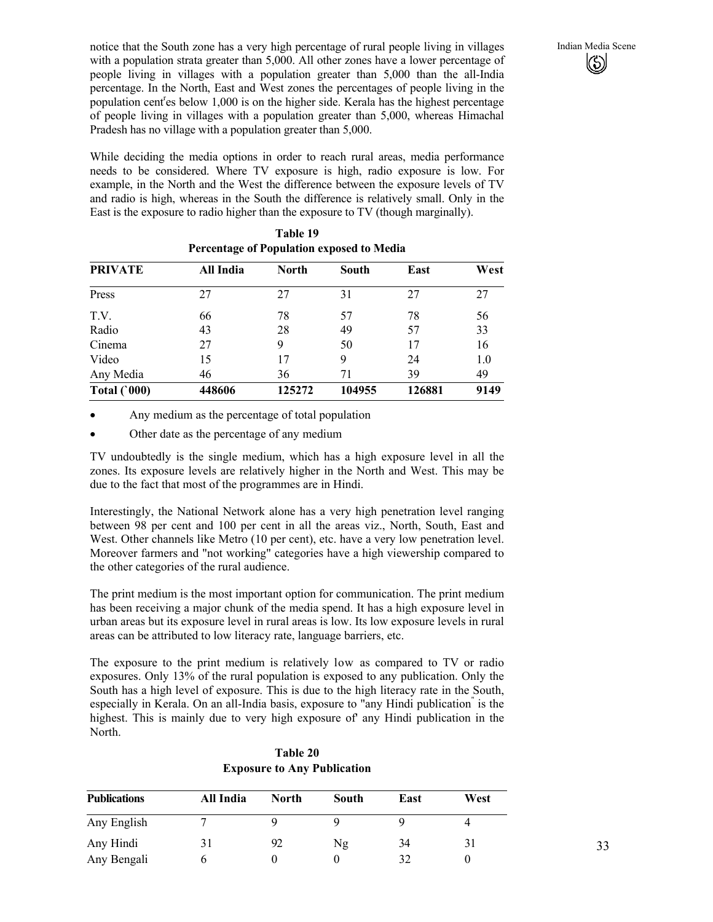notice that the South zone has a very high percentage of rural people living in villages with a population strata greater than 5,000. All other zones have a lower percentage of people living in villages with a population greater than 5,000 than the all-India percentage. In the North, East and West zones the percentages of people living in the population cent'es below 1,000 is on the higher side. Kerala has the highest percentage of people living in villages with a population greater than 5,000, whereas Himachal Pradesh has no village with a population greater than 5,000.

While deciding the media options in order to reach rural areas, media performance needs to be considered. Where TV exposure is high, radio exposure is low. For example, in the North and the West the difference between the exposure levels of TV and radio is high, whereas in the South the difference is relatively small. Only in the East is the exposure to radio higher than the exposure to TV (though marginally).

**Table 19**
**Percentage of Population exposed to Media**

| PRIVATE | All India | North | South | East | West |
|---|---|---|---|---|---|
| Press | 27 | 27 | 31 | 27 | 27 |
| T.V. | 66 | 78 | 57 | 78 | 56 |
| Radio | 43 | 28 | 49 | 57 | 33 |
| Cinema | 27 | 9 | 50 | 17 | 16 |
| Video | 15 | 17 | 9 | 24 | 1.0 |
| Any Media | 46 | 36 | 71 | 39 | 49 |
| **Total (`000)** | **448606** | **125272** | **104955** | **126881** | **9149** |

- Any medium as the percentage of total population
- Other date as the percentage of any medium

TV undoubtedly is the single medium, which has a high exposure level in all the zones. Its exposure levels are relatively higher in the North and West. This may be due to the fact that most of the programmes are in Hindi.

Interestingly, the National Network alone has a very high penetration level ranging between 98 per cent and 100 per cent in all the areas viz., North, South, East and West. Other channels like Metro (10 per cent), etc. have a very low penetration level. Moreover farmers and "not working" categories have a high viewership compared to the other categories of the rural audience.

The print medium is the most important option for communication. The print medium has been receiving a major chunk of the media spend. It has a high exposure level in urban areas but its exposure level in rural areas is low. Its low exposure levels in rural areas can be attributed to low literacy rate, language barriers, etc.

The exposure to the print medium is relatively low as compared to TV or radio exposures. Only 13% of the rural population is exposed to any publication. Only the South has a high level of exposure. This is due to the high literacy rate in the South, especially in Kerala. On an all-India basis, exposure to "any Hindi publication" is the highest. This is mainly due to very high exposure of' any Hindi publication in the North.

**Table 20**
**Exposure to Any Publication**

| Publications | All India | North | South | East | West |
|---|---|---|---|---|---|
| Any English | 7 | 9 | 9 | 9 | 4 |
| Any Hindi | 31 | 92 | Ng | 34 | 31 |
| Any Bengali | 6 | 0 | 0 | 32 | 0 |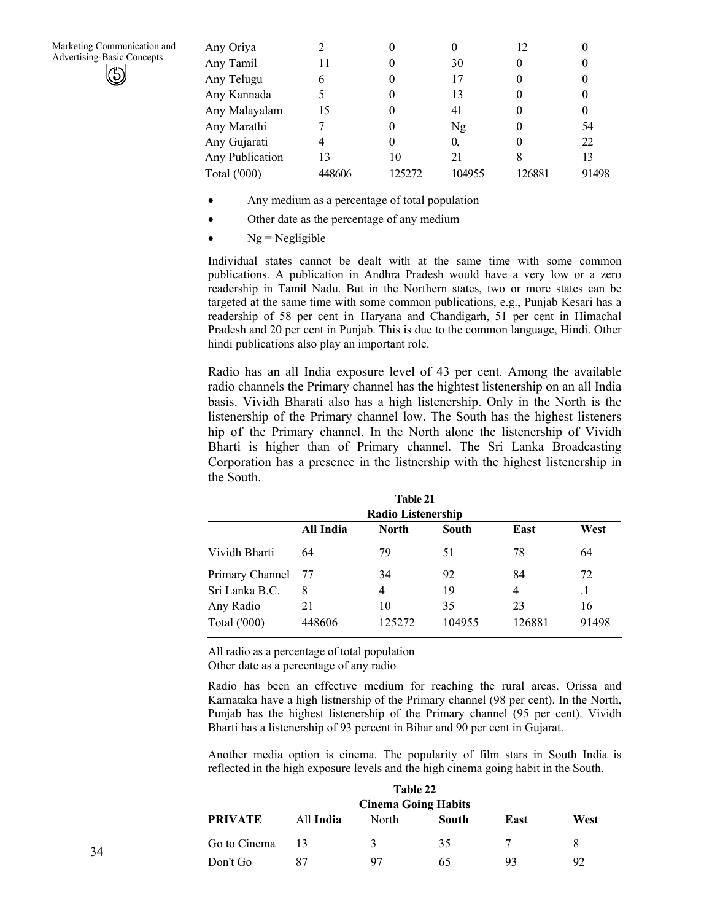| Any Oriya | 2 | 0 | 0 | 12 | 0 |
|---|---|---|---|---|---|
| Any Tamil | 11 | 0 | 30 | 0 | 0 |
| Any Telugu | 6 | 0 | 17 | 0 | 0 |
| Any Kannada | 5 | 0 | 13 | 0 | 0 |
| Any Malayalam | 15 | 0 | 41 | 0 | 0 |
| Any Marathi | 7 | 0 | Ng | 0 | 54 |
| Any Gujarati | 4 | 0 | 0, | 0 | 22 |
| Any Publication | 13 | 10 | 21 | 8 | 13 |
| Total ('000) | 448606 | 125272 | 104955 | 126881 | 91498 |

- Any medium as a percentage of total population
- Other date as the percentage of any medium
- Ng = Negligible

Individual states cannot be dealt with at the same time with some common publications. A publication in Andhra Pradesh would have a very low or a zero readership in Tamil Nadu. But in the Northern states, two or more states can be targeted at the same time with some common publications, e.g., Punjab Kesari has a readership of 58 per cent in Haryana and Chandigarh, 51 per cent in Himachal Pradesh and 20 per cent in Punjab. This is due to the common language, Hindi. Other hindi publications also play an important role.

Radio has an all India exposure level of 43 per cent. Among the available radio channels the Primary channel has the hightest listenership on an all India basis. Vividh Bharati also has a high listenership. Only in the North is the listenership of the Primary channel low. The South has the highest listeners hip of the Primary channel. In the North alone the listenership of Vividh Bharti is higher than of Primary channel. The Sri Lanka Broadcasting Corporation has a presence in the listnership with the highest listenership in the South.

**Table 21**
**Radio Listenership**

| | All India | North | South | East | West |
|---|---|---|---|---|---|
| Vividh Bharti | 64 | 79 | 51 | 78 | 64 |
| Primary Channel | 77 | 34 | 92 | 84 | 72 |
| Sri Lanka B.C. | 8 | 4 | 19 | 4 | .1 |
| Any Radio | 21 | 10 | 35 | 23 | 16 |
| Total ('000) | 448606 | 125272 | 104955 | 126881 | 91498 |

All radio as a percentage of total population
Other date as a percentage of any radio

Radio has been an effective medium for reaching the rural areas. Orissa and Karnataka have a high listnership of the Primary channel (98 per cent). In the North, Punjab has the highest listenership of the Primary channel (95 per cent). Vividh Bharti has a listenership of 93 percent in Bihar and 90 per cent in Gujarat.

Another media option is cinema. The popularity of film stars in South India is reflected in the high exposure levels and the high cinema going habit in the South.

**Table 22**
**Cinema Going Habits**

| **PRIVATE** | All **India** | North | **South** | **East** | **West** |
|---|---|---|---|---|---|
| Go to Cinema | 13 | 3 | 35 | 7 | 8 |
| Don't Go | 87 | 97 | 65 | 93 | 92 |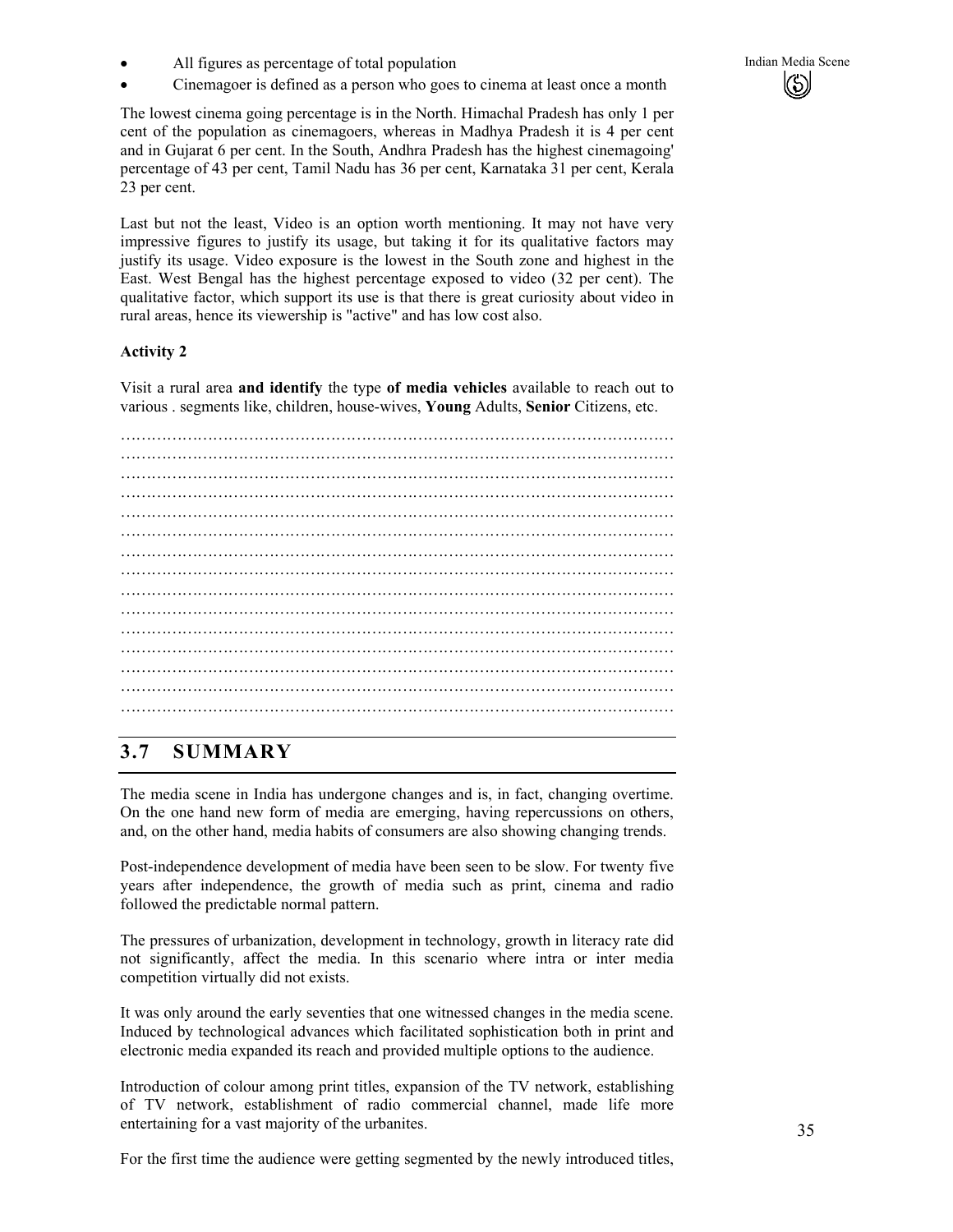- All figures as percentage of total population
- Cinemagoer is defined as a person who goes to cinema at least once a month

The lowest cinema going percentage is in the North. Himachal Pradesh has only 1 per cent of the population as cinemagoers, whereas in Madhya Pradesh it is 4 per cent and in Gujarat 6 per cent. In the South, Andhra Pradesh has the highest cinemagoing' percentage of 43 per cent, Tamil Nadu has 36 per cent, Karnataka 31 per cent, Kerala 23 per cent.

Last but not the least, Video is an option worth mentioning. It may not have very impressive figures to justify its usage, but taking it for its qualitative factors may justify its usage. Video exposure is the lowest in the South zone and highest in the East. West Bengal has the highest percentage exposed to video (32 per cent). The qualitative factor, which support its use is that there is great curiosity about video in rural areas, hence its viewership is "active" and has low cost also.

**Activity 2**

Visit a rural area **and identify** the type **of media vehicles** available to reach out to various . segments like, children, house-wives, **Young** Adults, **Senior** Citizens, etc.

…………………………………………………………………………………………………
…………………………………………………………………………………………………
…………………………………………………………………………………………………
…………………………………………………………………………………………………
…………………………………………………………………………………………………
…………………………………………………………………………………………………
…………………………………………………………………………………………………
…………………………………………………………………………………………………
…………………………………………………………………………………………………
…………………………………………………………………………………………………
…………………………………………………………………………………………………
…………………………………………………………………………………………………
…………………………………………………………………………………………………
…………………………………………………………………………………………………
…………………………………………………………………………………………………

## 3.7 SUMMARY

The media scene in India has undergone changes and is, in fact, changing overtime. On the one hand new form of media are emerging, having repercussions on others, and, on the other hand, media habits of consumers are also showing changing trends.

Post-independence development of media have been seen to be slow. For twenty five years after independence, the growth of media such as print, cinema and radio followed the predictable normal pattern.

The pressures of urbanization, development in technology, growth in literacy rate did not significantly, affect the media. In this scenario where intra or inter media competition virtually did not exists.

It was only around the early seventies that one witnessed changes in the media scene. Induced by technological advances which facilitated sophistication both in print and electronic media expanded its reach and provided multiple options to the audience.

Introduction of colour among print titles, expansion of the TV network, establishing of TV network, establishment of radio commercial channel, made life more entertaining for a vast majority of the urbanites.

For the first time the audience were getting segmented by the newly introduced titles,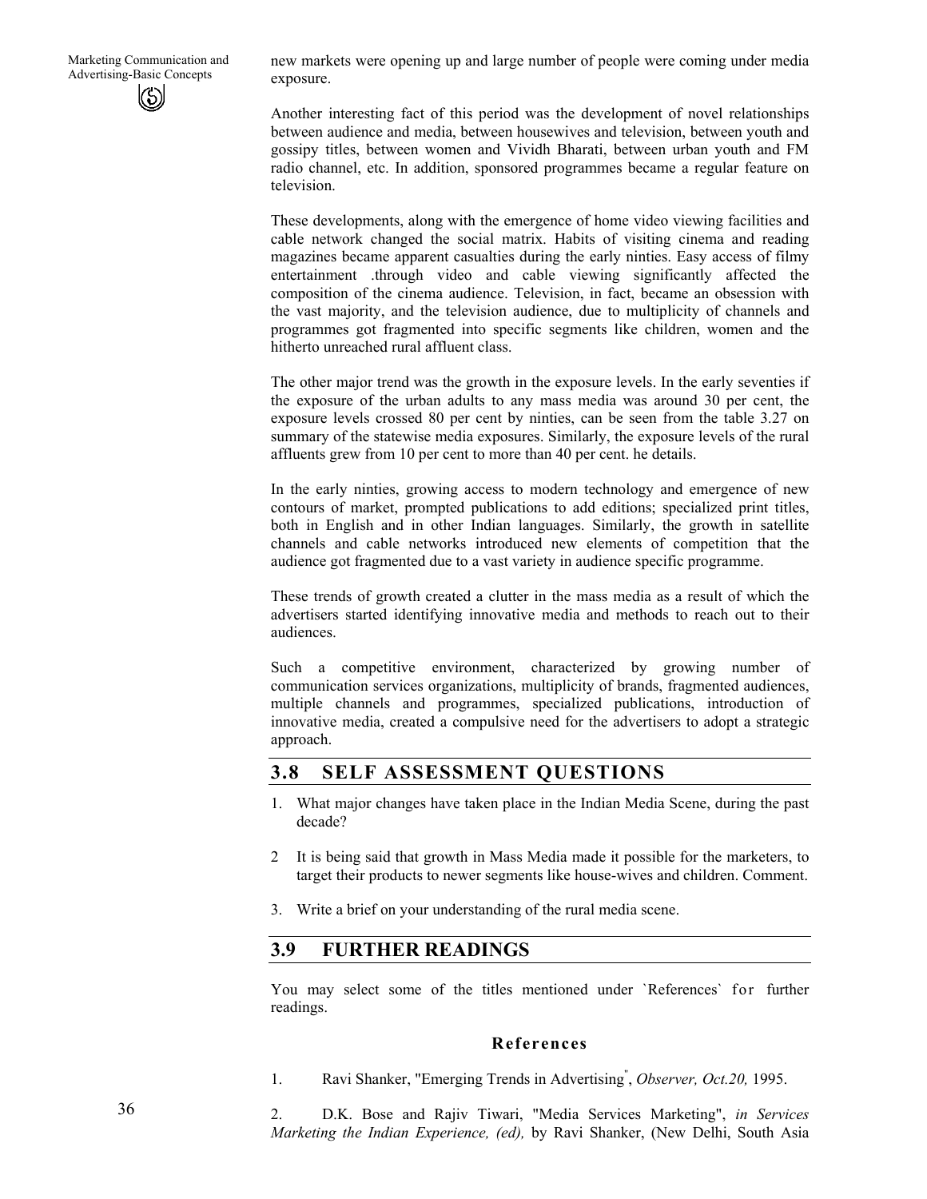new markets were opening up and large number of people were coming under media exposure.

Another interesting fact of this period was the development of novel relationships between audience and media, between housewives and television, between youth and gossipy titles, between women and Vividh Bharati, between urban youth and FM radio channel, etc. In addition, sponsored programmes became a regular feature on television.

These developments, along with the emergence of home video viewing facilities and cable network changed the social matrix. Habits of visiting cinema and reading magazines became apparent casualties during the early ninties. Easy access of filmy entertainment .through video and cable viewing significantly affected the composition of the cinema audience. Television, in fact, became an obsession with the vast majority, and the television audience, due to multiplicity of channels and programmes got fragmented into specific segments like children, women and the hitherto unreached rural affluent class.

The other major trend was the growth in the exposure levels. In the early seventies if the exposure of the urban adults to any mass media was around 30 per cent, the exposure levels crossed 80 per cent by ninties, can be seen from the table 3.27 on summary of the statewise media exposures. Similarly, the exposure levels of the rural affluents grew from 10 per cent to more than 40 per cent. he details.

In the early ninties, growing access to modern technology and emergence of new contours of market, prompted publications to add editions; specialized print titles, both in English and in other Indian languages. Similarly, the growth in satellite channels and cable networks introduced new elements of competition that the audience got fragmented due to a vast variety in audience specific programme.

These trends of growth created a clutter in the mass media as a result of which the advertisers started identifying innovative media and methods to reach out to their audiences.

Such a competitive environment, characterized by growing number of communication services organizations, multiplicity of brands, fragmented audiences, multiple channels and programmes, specialized publications, introduction of innovative media, created a compulsive need for the advertisers to adopt a strategic approach.

## 3.8 SELF ASSESSMENT QUESTIONS

1. What major changes have taken place in the Indian Media Scene, during the past decade?
2. It is being said that growth in Mass Media made it possible for the marketers, to target their products to newer segments like house-wives and children. Comment.
3. Write a brief on your understanding of the rural media scene.

## 3.9 FURTHER READINGS

You may select some of the titles mentioned under `References` for further readings.

### References

1. Ravi Shanker, "Emerging Trends in Advertising", *Observer, Oct.20,* 1995.
2. D.K. Bose and Rajiv Tiwari, "Media Services Marketing", *in Services Marketing the Indian Experience, (ed),* by Ravi Shanker, (New Delhi, South Asia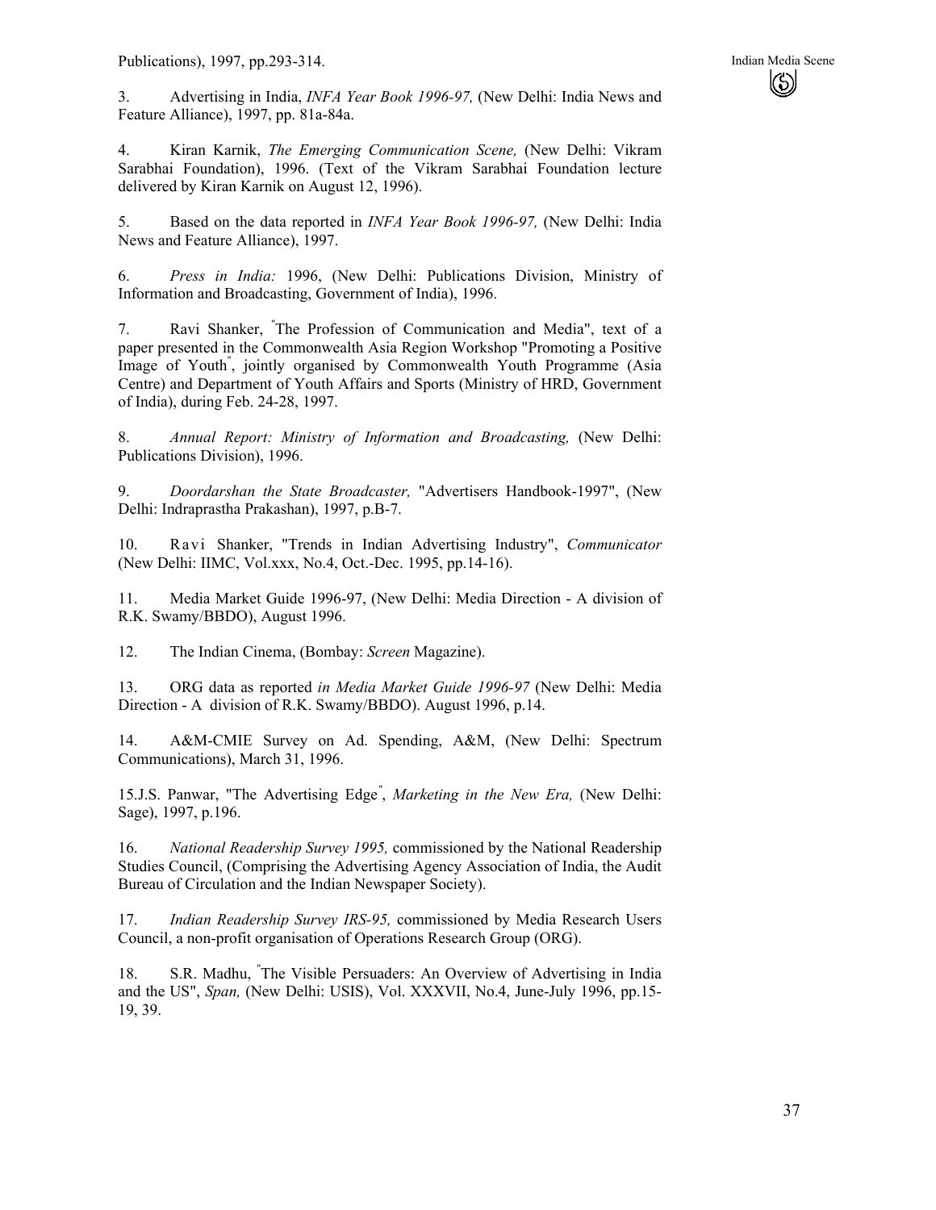Publications), 1997, pp.293-314.

3. Advertising in India, *INFA Year Book 1996-97,* (New Delhi: India News and Feature Alliance), 1997, pp. 81a-84a.

4. Kiran Karnik, *The Emerging Communication Scene,* (New Delhi: Vikram Sarabhai Foundation), 1996. (Text of the Vikram Sarabhai Foundation lecture delivered by Kiran Karnik on August 12, 1996).

5. Based on the data reported in *INFA Year Book 1996-97,* (New Delhi: India News and Feature Alliance), 1997.

6. *Press in India:* 1996, (New Delhi: Publications Division, Ministry of Information and Broadcasting, Government of India), 1996.

7. Ravi Shanker, "The Profession of Communication and Media", text of a paper presented in the Commonwealth Asia Region Workshop "Promoting a Positive Image of Youth", jointly organised by Commonwealth Youth Programme (Asia Centre) and Department of Youth Affairs and Sports (Ministry of HRD, Government of India), during Feb. 24-28, 1997.

8. *Annual Report: Ministry of Information and Broadcasting,* (New Delhi: Publications Division), 1996.

9. *Doordarshan the State Broadcaster,* "Advertisers Handbook-1997", (New Delhi: Indraprastha Prakashan), 1997, p.B-7.

10. Ravi Shanker, "Trends in Indian Advertising Industry", *Communicator* (New Delhi: IIMC, Vol.xxx, No.4, Oct.-Dec. 1995, pp.14-16).

11. Media Market Guide 1996-97, (New Delhi: Media Direction - A division of R.K. Swamy/BBDO), August 1996.

12. The Indian Cinema, (Bombay: *Screen* Magazine).

13. ORG data as reported *in Media Market Guide 1996-97* (New Delhi: Media Direction - A division of R.K. Swamy/BBDO). August 1996, p.14.

14. A&M-CMIE Survey on Ad. Spending, A&M, (New Delhi: Spectrum Communications), March 31, 1996.

15. J.S. Panwar, "The Advertising Edge", *Marketing in the New Era,* (New Delhi: Sage), 1997, p.196.

16. *National Readership Survey 1995,* commissioned by the National Readership Studies Council, (Comprising the Advertising Agency Association of India, the Audit Bureau of Circulation and the Indian Newspaper Society).

17. *Indian Readership Survey IRS-95,* commissioned by Media Research Users Council, a non-profit organisation of Operations Research Group (ORG).

18. S.R. Madhu, "The Visible Persuaders: An Overview of Advertising in India and the US", *Span,* (New Delhi: USIS), Vol. XXXVII, No.4, June-July 1996, pp.15-19, 39.